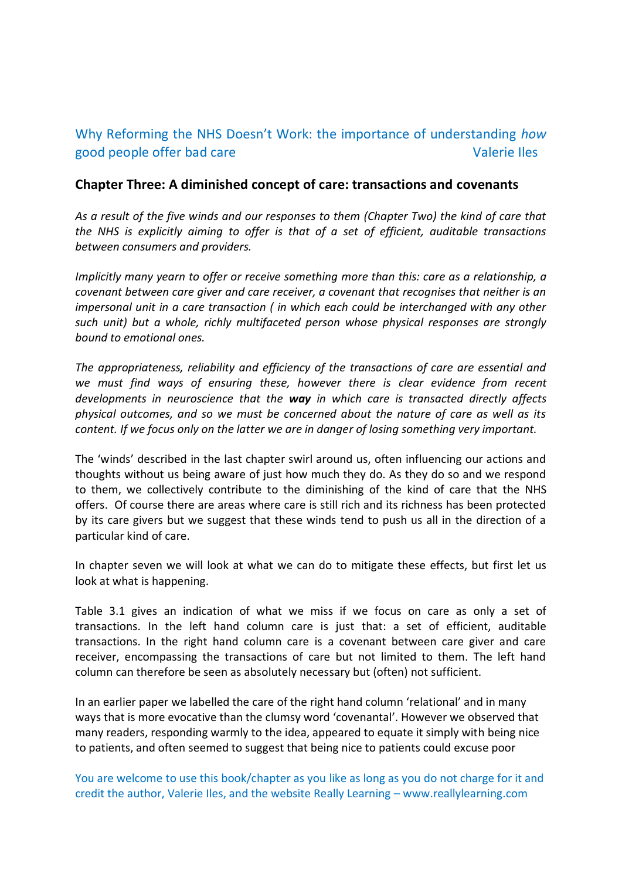Why Reforming the NHS Doesn't Work: the importance of understanding *how* good people offer bad care — Valerie Iles

## Chapter Three: A diminished concept of care: transactions and covenants

*As a result of the five winds and our responses to them (Chapter Two) the kind of care that the NHS is explicitly aiming to offer is that of a set of efficient, auditable transactions between consumers and providers.*

*Implicitly many yearn to offer or receive something more than this: care as a relationship, a covenant between care giver and care receiver, a covenant that recognises that neither is an impersonal unit in a care transaction ( in which each could be interchanged with any other such unit) but a whole, richly multifaceted person whose physical responses are strongly bound to emotional ones.*

*The appropriateness, reliability and efficiency of the transactions of care are essential and we must find ways of ensuring these, however there is clear evidence from recent developments in neuroscience that the* ***way*** *in which care is transacted directly affects physical outcomes, and so we must be concerned about the nature of care as well as its content. If we focus only on the latter we are in danger of losing something very important.*

The 'winds' described in the last chapter swirl around us, often influencing our actions and thoughts without us being aware of just how much they do. As they do so and we respond to them, we collectively contribute to the diminishing of the kind of care that the NHS offers. Of course there are areas where care is still rich and its richness has been protected by its care givers but we suggest that these winds tend to push us all in the direction of a particular kind of care.

In chapter seven we will look at what we can do to mitigate these effects, but first let us look at what is happening.

Table 3.1 gives an indication of what we miss if we focus on care as only a set of transactions. In the left hand column care is just that: a set of efficient, auditable transactions. In the right hand column care is a covenant between care giver and care receiver, encompassing the transactions of care but not limited to them. The left hand column can therefore be seen as absolutely necessary but (often) not sufficient.

In an earlier paper we labelled the care of the right hand column 'relational' and in many ways that is more evocative than the clumsy word 'covenantal'. However we observed that many readers, responding warmly to the idea, appeared to equate it simply with being nice to patients, and often seemed to suggest that being nice to patients could excuse poor

You are welcome to use this book/chapter as you like as long as you do not charge for it and credit the author, Valerie Iles, and the website Really Learning – www.reallylearning.com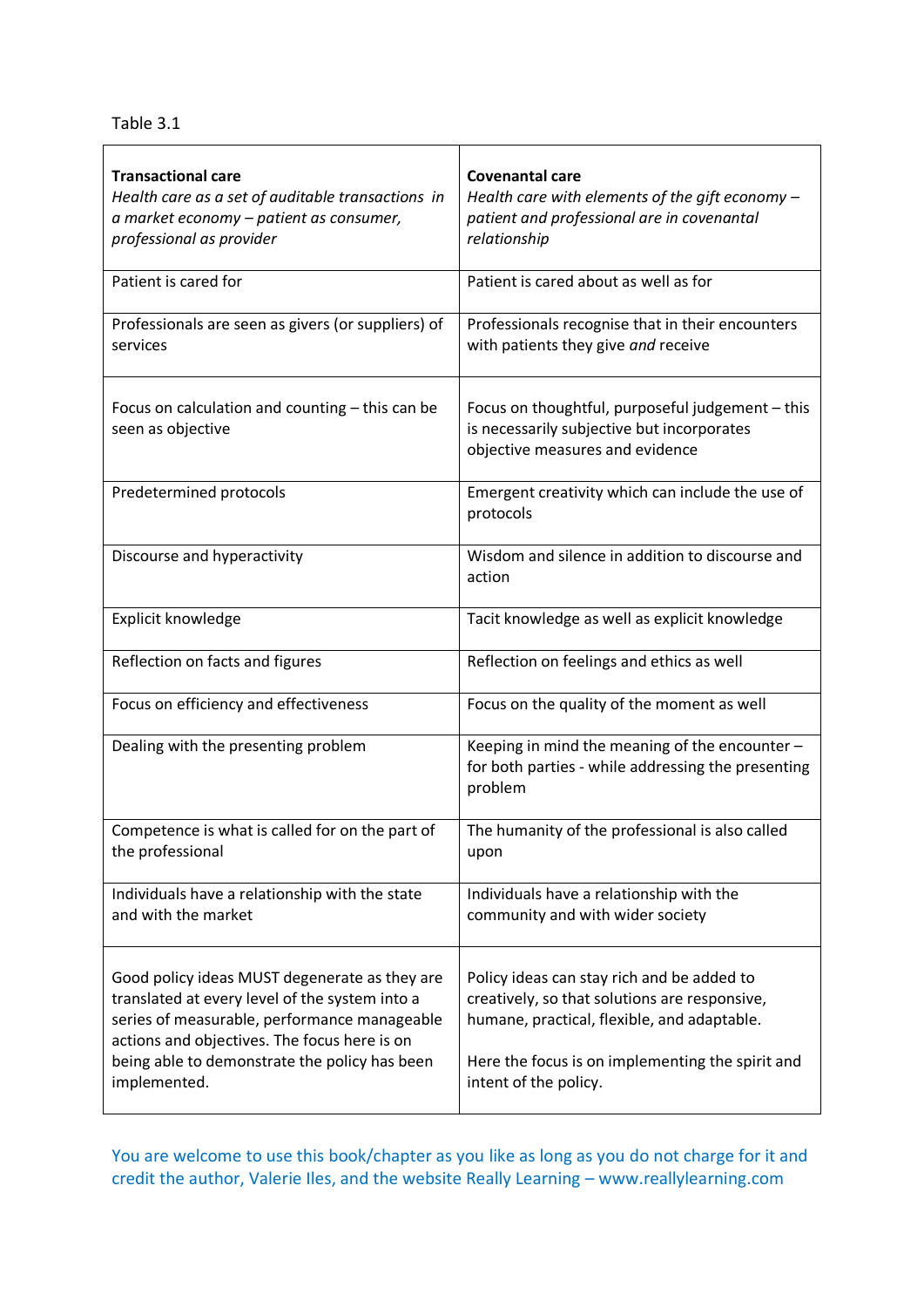Table 3.1

| **Transactional care**<br>*Health care as a set of auditable transactions in a market economy – patient as consumer, professional as provider* | **Covenantal care**<br>*Health care with elements of the gift economy – patient and professional are in covenantal relationship* |
|---|---|
| Patient is cared for | Patient is cared about as well as for |
| Professionals are seen as givers (or suppliers) of services | Professionals recognise that in their encounters with patients they give *and* receive |
| Focus on calculation and counting – this can be seen as objective | Focus on thoughtful, purposeful judgement – this is necessarily subjective but incorporates objective measures and evidence |
| Predetermined protocols | Emergent creativity which can include the use of protocols |
| Discourse and hyperactivity | Wisdom and silence in addition to discourse and action |
| Explicit knowledge | Tacit knowledge as well as explicit knowledge |
| Reflection on facts and figures | Reflection on feelings and ethics as well |
| Focus on efficiency and effectiveness | Focus on the quality of the moment as well |
| Dealing with the presenting problem | Keeping in mind the meaning of the encounter – for both parties - while addressing the presenting problem |
| Competence is what is called for on the part of the professional | The humanity of the professional is also called upon |
| Individuals have a relationship with the state and with the market | Individuals have a relationship with the community and with wider society |
| Good policy ideas MUST degenerate as they are translated at every level of the system into a series of measurable, performance manageable actions and objectives. The focus here is on being able to demonstrate the policy has been implemented. | Policy ideas can stay rich and be added to creatively, so that solutions are responsive, humane, practical, flexible, and adaptable.<br><br>Here the focus is on implementing the spirit and intent of the policy. |

You are welcome to use this book/chapter as you like as long as you do not charge for it and credit the author, Valerie Iles, and the website Really Learning – www.reallylearning.com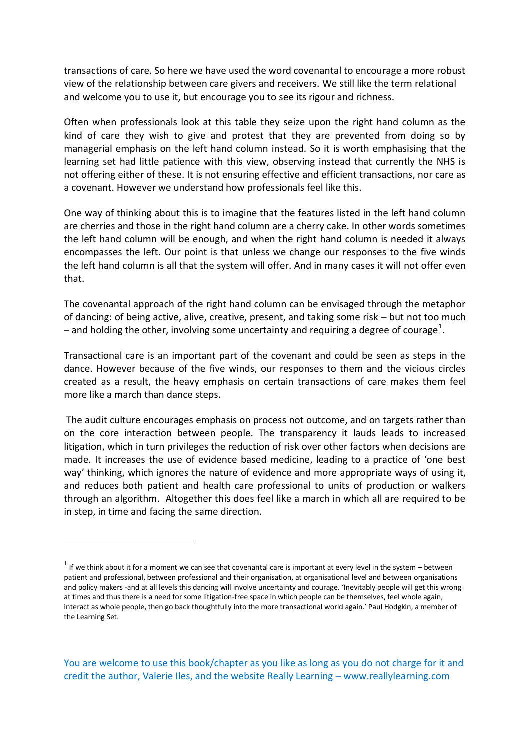transactions of care. So here we have used the word covenantal to encourage a more robust view of the relationship between care givers and receivers. We still like the term relational and welcome you to use it, but encourage you to see its rigour and richness.

Often when professionals look at this table they seize upon the right hand column as the kind of care they wish to give and protest that they are prevented from doing so by managerial emphasis on the left hand column instead. So it is worth emphasising that the learning set had little patience with this view, observing instead that currently the NHS is not offering either of these. It is not ensuring effective and efficient transactions, nor care as a covenant. However we understand how professionals feel like this.

One way of thinking about this is to imagine that the features listed in the left hand column are cherries and those in the right hand column are a cherry cake. In other words sometimes the left hand column will be enough, and when the right hand column is needed it always encompasses the left. Our point is that unless we change our responses to the five winds the left hand column is all that the system will offer. And in many cases it will not offer even that.

The covenantal approach of the right hand column can be envisaged through the metaphor of dancing: of being active, alive, creative, present, and taking some risk – but not too much – and holding the other, involving some uncertainty and requiring a degree of courage[1].

Transactional care is an important part of the covenant and could be seen as steps in the dance. However because of the five winds, our responses to them and the vicious circles created as a result, the heavy emphasis on certain transactions of care makes them feel more like a march than dance steps.

The audit culture encourages emphasis on process not outcome, and on targets rather than on the core interaction between people. The transparency it lauds leads to increased litigation, which in turn privileges the reduction of risk over other factors when decisions are made. It increases the use of evidence based medicine, leading to a practice of 'one best way' thinking, which ignores the nature of evidence and more appropriate ways of using it, and reduces both patient and health care professional to units of production or walkers through an algorithm. Altogether this does feel like a march in which all are required to be in step, in time and facing the same direction.

---

[1] If we think about it for a moment we can see that covenantal care is important at every level in the system – between patient and professional, between professional and their organisation, at organisational level and between organisations and policy makers -and at all levels this dancing will involve uncertainty and courage. 'Inevitably people will get this wrong at times and thus there is a need for some litigation-free space in which people can be themselves, feel whole again, interact as whole people, then go back thoughtfully into the more transactional world again.' Paul Hodgkin, a member of the Learning Set.

You are welcome to use this book/chapter as you like as long as you do not charge for it and credit the author, Valerie Iles, and the website Really Learning – www.reallylearning.com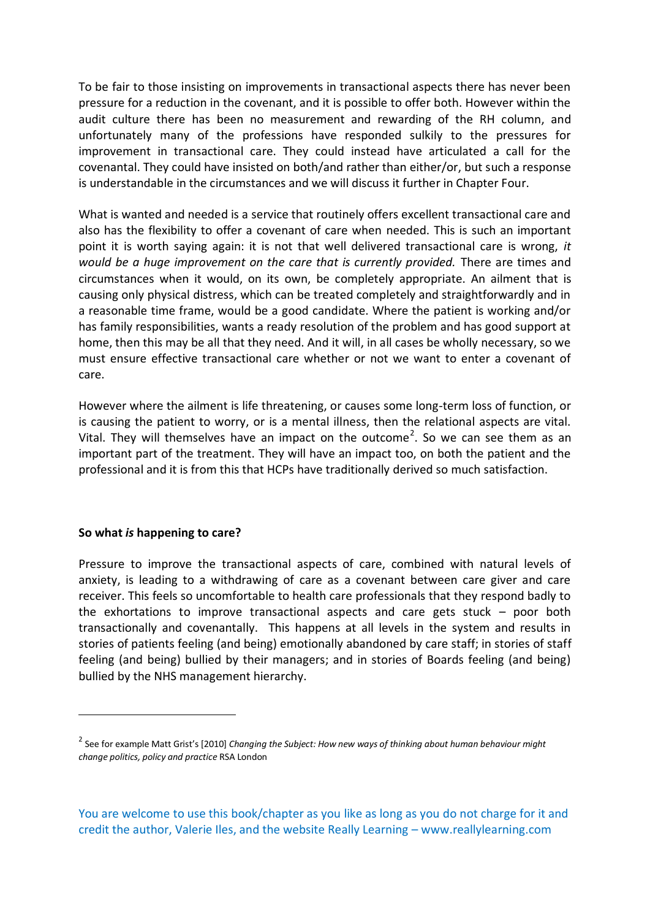To be fair to those insisting on improvements in transactional aspects there has never been pressure for a reduction in the covenant, and it is possible to offer both. However within the audit culture there has been no measurement and rewarding of the RH column, and unfortunately many of the professions have responded sulkily to the pressures for improvement in transactional care. They could instead have articulated a call for the covenantal. They could have insisted on both/and rather than either/or, but such a response is understandable in the circumstances and we will discuss it further in Chapter Four.

What is wanted and needed is a service that routinely offers excellent transactional care and also has the flexibility to offer a covenant of care when needed. This is such an important point it is worth saying again: it is not that well delivered transactional care is wrong, *it would be a huge improvement on the care that is currently provided.* There are times and circumstances when it would, on its own, be completely appropriate. An ailment that is causing only physical distress, which can be treated completely and straightforwardly and in a reasonable time frame, would be a good candidate. Where the patient is working and/or has family responsibilities, wants a ready resolution of the problem and has good support at home, then this may be all that they need. And it will, in all cases be wholly necessary, so we must ensure effective transactional care whether or not we want to enter a covenant of care.

However where the ailment is life threatening, or causes some long-term loss of function, or is causing the patient to worry, or is a mental illness, then the relational aspects are vital. Vital. They will themselves have an impact on the outcome[2]. So we can see them as an important part of the treatment. They will have an impact too, on both the patient and the professional and it is from this that HCPs have traditionally derived so much satisfaction.

**So what *is* happening to care?**

Pressure to improve the transactional aspects of care, combined with natural levels of anxiety, is leading to a withdrawing of care as a covenant between care giver and care receiver. This feels so uncomfortable to health care professionals that they respond badly to the exhortations to improve transactional aspects and care gets stuck – poor both transactionally and covenantally. This happens at all levels in the system and results in stories of patients feeling (and being) emotionally abandoned by care staff; in stories of staff feeling (and being) bullied by their managers; and in stories of Boards feeling (and being) bullied by the NHS management hierarchy.

---

[2] See for example Matt Grist's [2010] *Changing the Subject: How new ways of thinking about human behaviour might change politics, policy and practice* RSA London

You are welcome to use this book/chapter as you like as long as you do not charge for it and credit the author, Valerie Iles, and the website Really Learning – www.reallylearning.com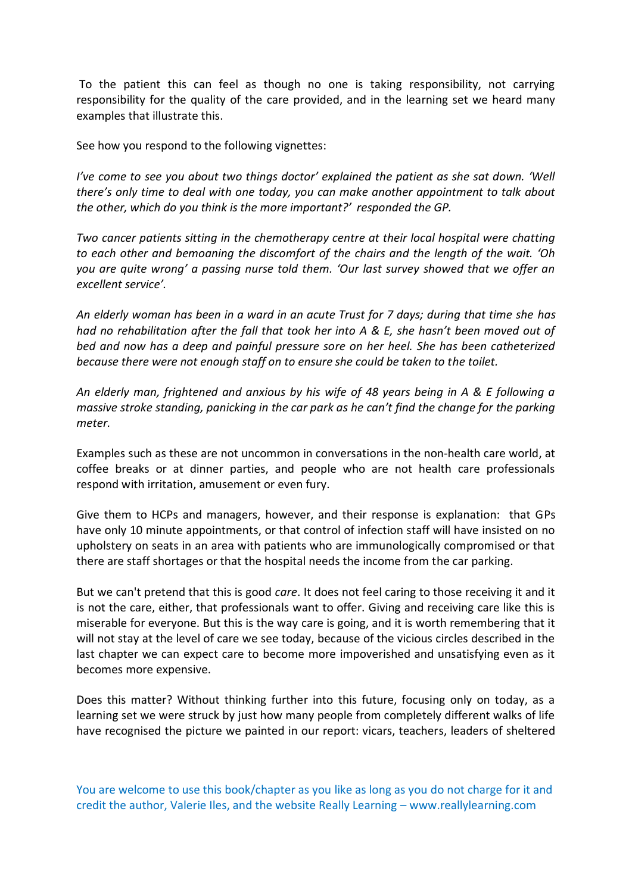To the patient this can feel as though no one is taking responsibility, not carrying responsibility for the quality of the care provided, and in the learning set we heard many examples that illustrate this.

See how you respond to the following vignettes:

*I've come to see you about two things doctor' explained the patient as she sat down. 'Well there's only time to deal with one today, you can make another appointment to talk about the other, which do you think is the more important?' responded the GP.*

*Two cancer patients sitting in the chemotherapy centre at their local hospital were chatting to each other and bemoaning the discomfort of the chairs and the length of the wait. 'Oh you are quite wrong' a passing nurse told them. 'Our last survey showed that we offer an excellent service'.*

*An elderly woman has been in a ward in an acute Trust for 7 days; during that time she has had no rehabilitation after the fall that took her into A & E, she hasn't been moved out of bed and now has a deep and painful pressure sore on her heel. She has been catheterized because there were not enough staff on to ensure she could be taken to the toilet.*

*An elderly man, frightened and anxious by his wife of 48 years being in A & E following a massive stroke standing, panicking in the car park as he can't find the change for the parking meter.*

Examples such as these are not uncommon in conversations in the non-health care world, at coffee breaks or at dinner parties, and people who are not health care professionals respond with irritation, amusement or even fury.

Give them to HCPs and managers, however, and their response is explanation: that GPs have only 10 minute appointments, or that control of infection staff will have insisted on no upholstery on seats in an area with patients who are immunologically compromised or that there are staff shortages or that the hospital needs the income from the car parking.

But we can't pretend that this is good *care*. It does not feel caring to those receiving it and it is not the care, either, that professionals want to offer. Giving and receiving care like this is miserable for everyone. But this is the way care is going, and it is worth remembering that it will not stay at the level of care we see today, because of the vicious circles described in the last chapter we can expect care to become more impoverished and unsatisfying even as it becomes more expensive.

Does this matter? Without thinking further into this future, focusing only on today, as a learning set we were struck by just how many people from completely different walks of life have recognised the picture we painted in our report: vicars, teachers, leaders of sheltered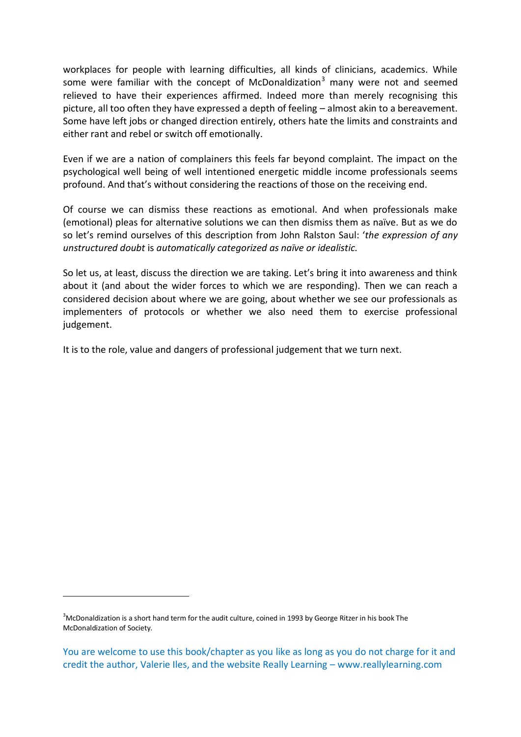workplaces for people with learning difficulties, all kinds of clinicians, academics. While some were familiar with the concept of McDonaldization[3] many were not and seemed relieved to have their experiences affirmed. Indeed more than merely recognising this picture, all too often they have expressed a depth of feeling – almost akin to a bereavement. Some have left jobs or changed direction entirely, others hate the limits and constraints and either rant and rebel or switch off emotionally.

Even if we are a nation of complainers this feels far beyond complaint. The impact on the psychological well being of well intentioned energetic middle income professionals seems profound. And that's without considering the reactions of those on the receiving end.

Of course we can dismiss these reactions as emotional. And when professionals make (emotional) pleas for alternative solutions we can then dismiss them as naïve. But as we do so let's remind ourselves of this description from John Ralston Saul: '*the expression of any unstructured doubt* is *automatically categorized as naïve or idealistic.*

So let us, at least, discuss the direction we are taking. Let's bring it into awareness and think about it (and about the wider forces to which we are responding). Then we can reach a considered decision about where we are going, about whether we see our professionals as implementers of protocols or whether we also need them to exercise professional judgement.

It is to the role, value and dangers of professional judgement that we turn next.

---

[3]McDonaldization is a short hand term for the audit culture, coined in 1993 by George Ritzer in his book The McDonaldization of Society.

You are welcome to use this book/chapter as you like as long as you do not charge for it and credit the author, Valerie Iles, and the website Really Learning – www.reallylearning.com